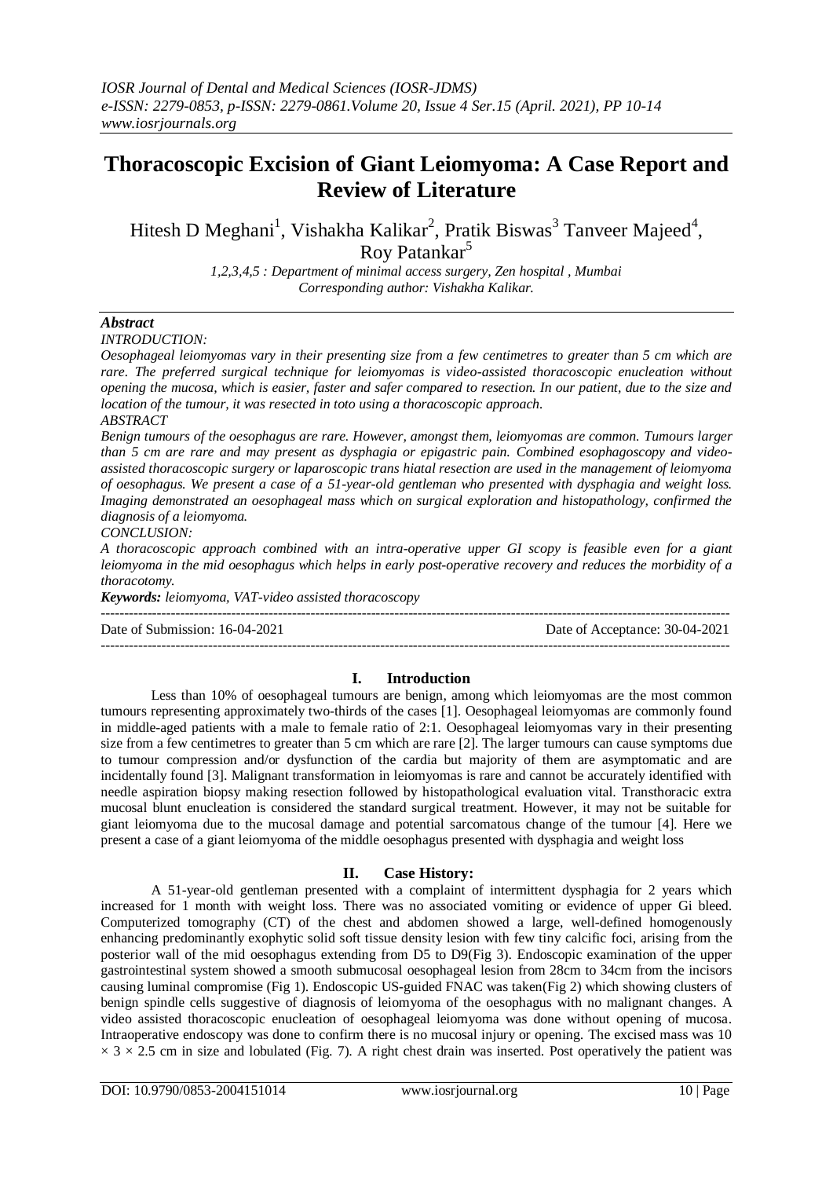# Thoracoscopic Excision of Giant Leiomyoma: A Case Report and Review of Literature

Hitesh D Meghani[1], Vishakha Kalikar[2], Pratik Biswas[3] Tanveer Majeed[4], Roy Patankar[5]

*1,2,3,4,5 : Department of minimal access surgery, Zen hospital , Mumbai*
*Corresponding author: Vishakha Kalikar.*

### *Abstract*

*INTRODUCTION:*

*Oesophageal leiomyomas vary in their presenting size from a few centimetres to greater than 5 cm which are rare. The preferred surgical technique for leiomyomas is video-assisted thoracoscopic enucleation without opening the mucosa, which is easier, faster and safer compared to resection. In our patient, due to the size and location of the tumour, it was resected in toto using a thoracoscopic approach.*

*ABSTRACT*

*Benign tumours of the oesophagus are rare. However, amongst them, leiomyomas are common. Tumours larger than 5 cm are rare and may present as dysphagia or epigastric pain. Combined esophagoscopy and video-assisted thoracoscopic surgery or laparoscopic trans hiatal resection are used in the management of leiomyoma of oesophagus. We present a case of a 51-year-old gentleman who presented with dysphagia and weight loss. Imaging demonstrated an oesophageal mass which on surgical exploration and histopathology, confirmed the diagnosis of a leiomyoma.*

*CONCLUSION:*

*A thoracoscopic approach combined with an intra-operative upper GI scopy is feasible even for a giant leiomyoma in the mid oesophagus which helps in early post-operative recovery and reduces the morbidity of a thoracotomy.*

***Keywords:*** *leiomyoma, VAT-video assisted thoracoscopy*

---

Date of Submission: 16-04-2021 Date of Acceptance: 30-04-2021

---

## I. Introduction

Less than 10% of oesophageal tumours are benign, among which leiomyomas are the most common tumours representing approximately two-thirds of the cases [1]. Oesophageal leiomyomas are commonly found in middle-aged patients with a male to female ratio of 2:1. Oesophageal leiomyomas vary in their presenting size from a few centimetres to greater than 5 cm which are rare [2]. The larger tumours can cause symptoms due to tumour compression and/or dysfunction of the cardia but majority of them are asymptomatic and are incidentally found [3]. Malignant transformation in leiomyomas is rare and cannot be accurately identified with needle aspiration biopsy making resection followed by histopathological evaluation vital. Transthoracic extra mucosal blunt enucleation is considered the standard surgical treatment. However, it may not be suitable for giant leiomyoma due to the mucosal damage and potential sarcomatous change of the tumour [4]. Here we present a case of a giant leiomyoma of the middle oesophagus presented with dysphagia and weight loss

## II. Case History:

A 51-year-old gentleman presented with a complaint of intermittent dysphagia for 2 years which increased for 1 month with weight loss. There was no associated vomiting or evidence of upper Gi bleed. Computerized tomography (CT) of the chest and abdomen showed a large, well-defined homogenously enhancing predominantly exophytic solid soft tissue density lesion with few tiny calcific foci, arising from the posterior wall of the mid oesophagus extending from D5 to D9(Fig 3). Endoscopic examination of the upper gastrointestinal system showed a smooth submucosal oesophageal lesion from 28cm to 34cm from the incisors causing luminal compromise (Fig 1). Endoscopic US-guided FNAC was taken(Fig 2) which showing clusters of benign spindle cells suggestive of diagnosis of leiomyoma of the oesophagus with no malignant changes. A video assisted thoracoscopic enucleation of oesophageal leiomyoma was done without opening of mucosa. Intraoperative endoscopy was done to confirm there is no mucosal injury or opening. The excised mass was 10 $\times$ 3 $\times$ 2.5 cm in size and lobulated (Fig. 7). A right chest drain was inserted. Post operatively the patient was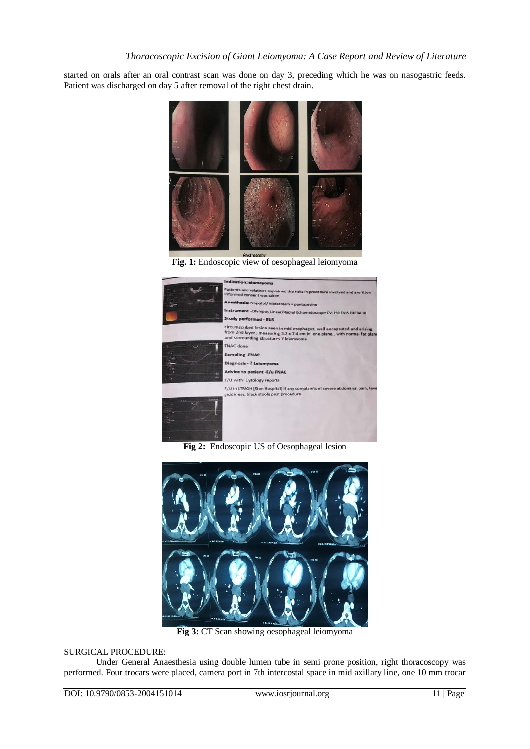started on orals after an oral contrast scan was done on day 3, preceding which he was on nasogastric feeds. Patient was discharged on day 5 after removal of the right chest drain.

**Fig. 1:** Endoscopic view of oesophageal leiomyoma

**Fig 2:** Endoscopic US of Oesophageal lesion

**Fig 3:** CT Scan showing oesophageal leiomyoma

SURGICAL PROCEDURE:

Under General Anaesthesia using double lumen tube in semi prone position, right thoracoscopy was performed. Four trocars were placed, camera port in 7th intercostal space in mid axillary line, one 10 mm trocar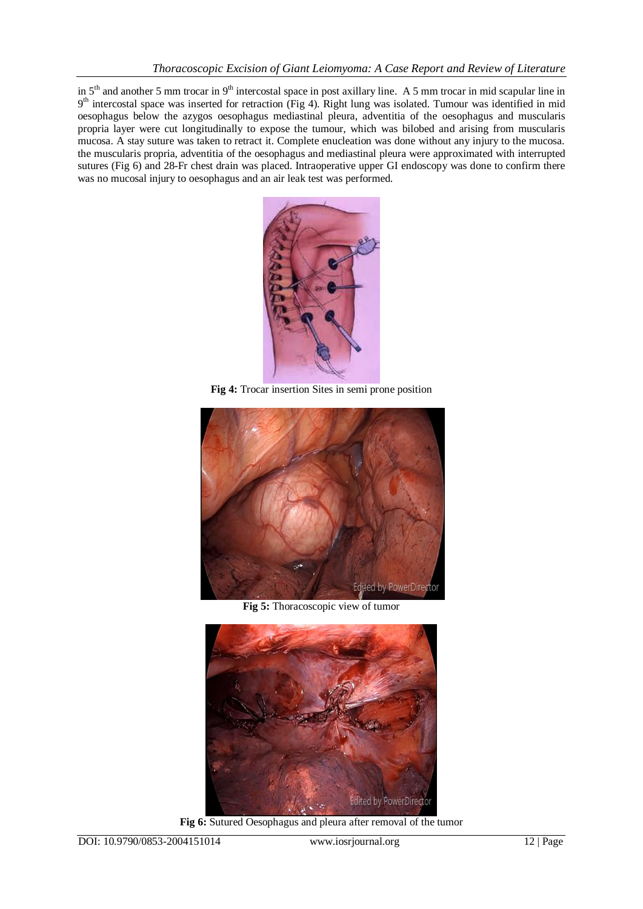in 5th and another 5 mm trocar in 9th intercostal space in post axillary line. A 5 mm trocar in mid scapular line in 9th intercostal space was inserted for retraction (Fig 4). Right lung was isolated. Tumour was identified in mid oesophagus below the azygos oesophagus mediastinal pleura, adventitia of the oesophagus and muscularis propria layer were cut longitudinally to expose the tumour, which was bilobed and arising from muscularis mucosa. A stay suture was taken to retract it. Complete enucleation was done without any injury to the mucosa. the muscularis propria, adventitia of the oesophagus and mediastinal pleura were approximated with interrupted sutures (Fig 6) and 28-Fr chest drain was placed. Intraoperative upper GI endoscopy was done to confirm there was no mucosal injury to oesophagus and an air leak test was performed.

**Fig 4:** Trocar insertion Sites in semi prone position

**Fig 5:** Thoracoscopic view of tumor

**Fig 6:** Sutured Oesophagus and pleura after removal of the tumor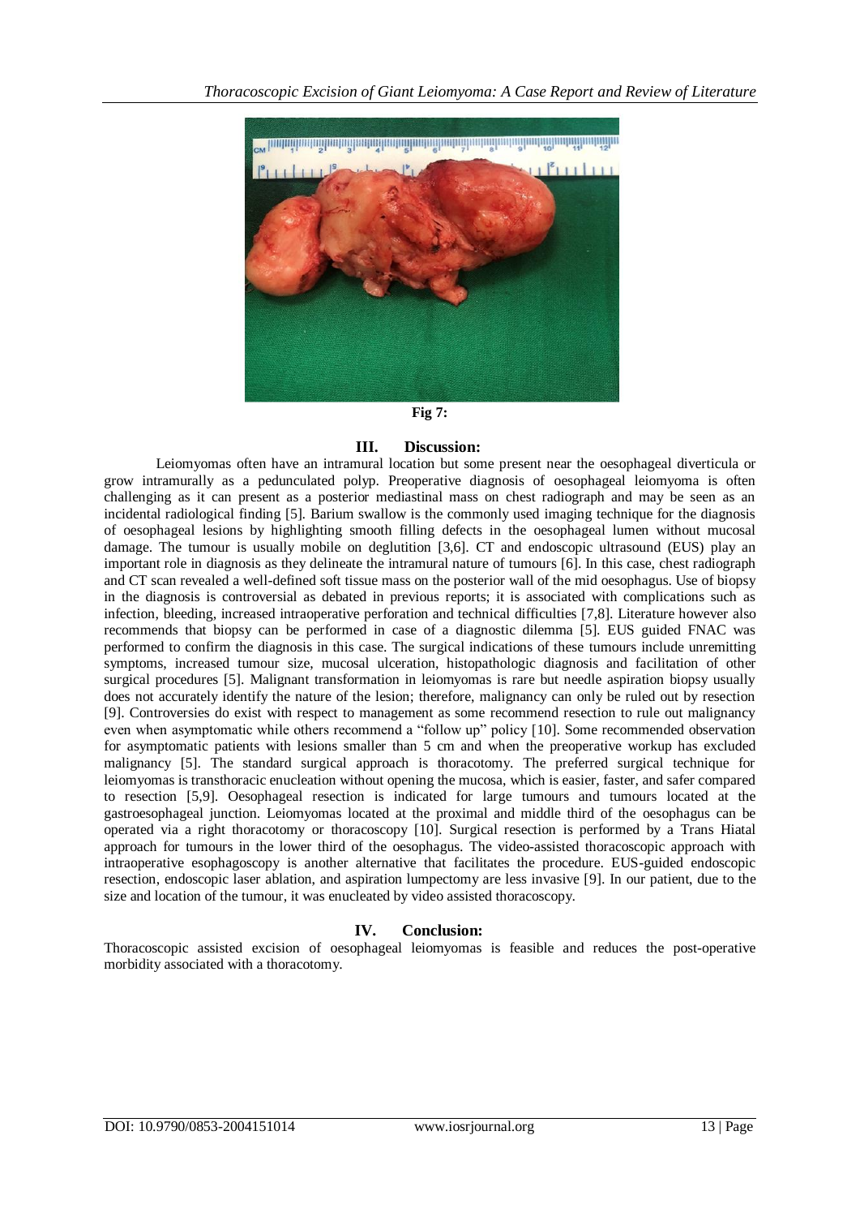**Fig 7:**

## III. Discussion:

Leiomyomas often have an intramural location but some present near the oesophageal diverticula or grow intramurally as a pedunculated polyp. Preoperative diagnosis of oesophageal leiomyoma is often challenging as it can present as a posterior mediastinal mass on chest radiograph and may be seen as an incidental radiological finding [5]. Barium swallow is the commonly used imaging technique for the diagnosis of oesophageal lesions by highlighting smooth filling defects in the oesophageal lumen without mucosal damage. The tumour is usually mobile on deglutition [3,6]. CT and endoscopic ultrasound (EUS) play an important role in diagnosis as they delineate the intramural nature of tumours [6]. In this case, chest radiograph and CT scan revealed a well-defined soft tissue mass on the posterior wall of the mid oesophagus. Use of biopsy in the diagnosis is controversial as debated in previous reports; it is associated with complications such as infection, bleeding, increased intraoperative perforation and technical difficulties [7,8]. Literature however also recommends that biopsy can be performed in case of a diagnostic dilemma [5]. EUS guided FNAC was performed to confirm the diagnosis in this case. The surgical indications of these tumours include unremitting symptoms, increased tumour size, mucosal ulceration, histopathologic diagnosis and facilitation of other surgical procedures [5]. Malignant transformation in leiomyomas is rare but needle aspiration biopsy usually does not accurately identify the nature of the lesion; therefore, malignancy can only be ruled out by resection [9]. Controversies do exist with respect to management as some recommend resection to rule out malignancy even when asymptomatic while others recommend a "follow up" policy [10]. Some recommended observation for asymptomatic patients with lesions smaller than 5 cm and when the preoperative workup has excluded malignancy [5]. The standard surgical approach is thoracotomy. The preferred surgical technique for leiomyomas is transthoracic enucleation without opening the mucosa, which is easier, faster, and safer compared to resection [5,9]. Oesophageal resection is indicated for large tumours and tumours located at the gastroesophageal junction. Leiomyomas located at the proximal and middle third of the oesophagus can be operated via a right thoracotomy or thoracoscopy [10]. Surgical resection is performed by a Trans Hiatal approach for tumours in the lower third of the oesophagus. The video-assisted thoracoscopic approach with intraoperative esophagoscopy is another alternative that facilitates the procedure. EUS-guided endoscopic resection, endoscopic laser ablation, and aspiration lumpectomy are less invasive [9]. In our patient, due to the size and location of the tumour, it was enucleated by video assisted thoracoscopy.

## IV. Conclusion:

Thoracoscopic assisted excision of oesophageal leiomyomas is feasible and reduces the post-operative morbidity associated with a thoracotomy.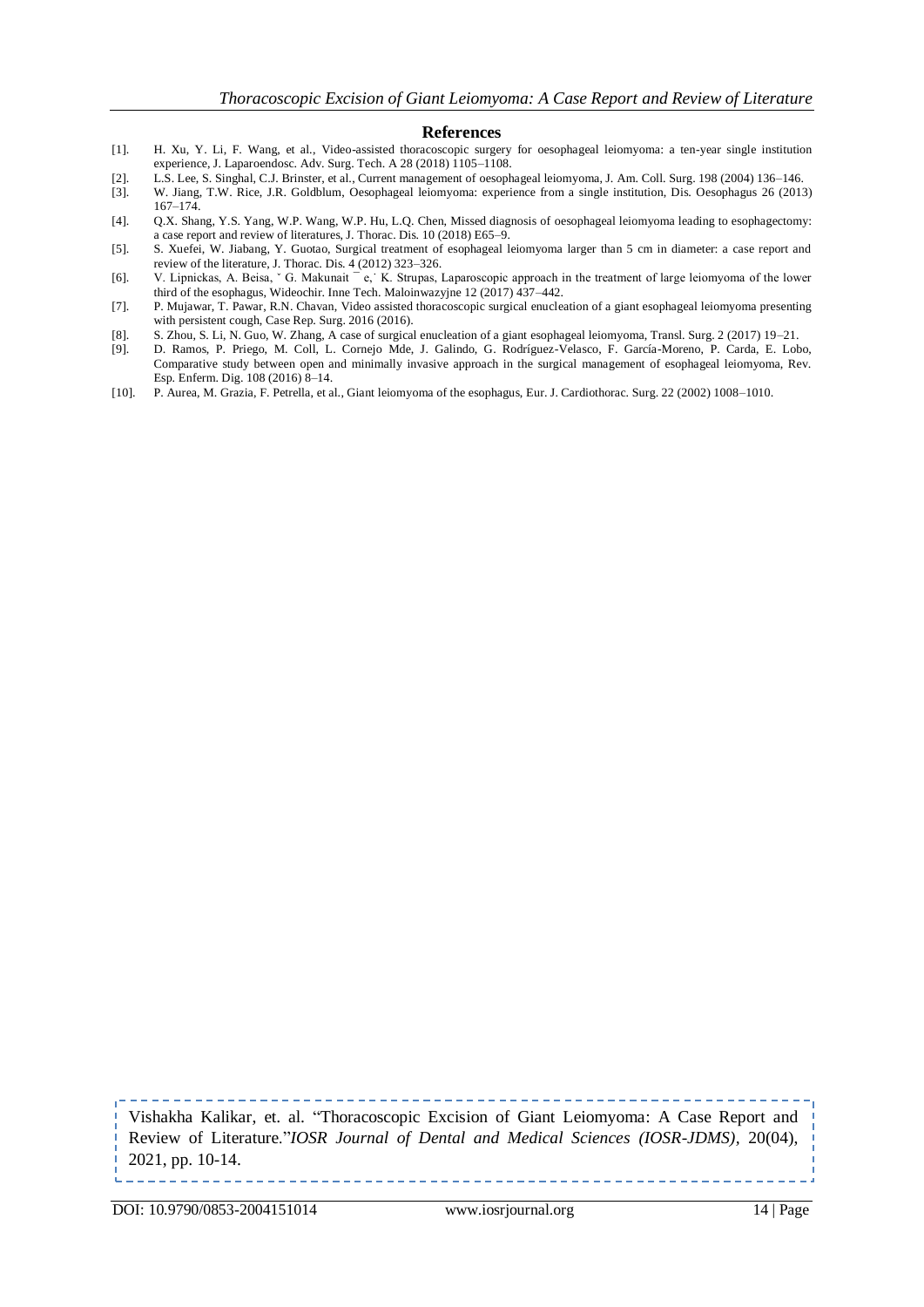## References

[1]. H. Xu, Y. Li, F. Wang, et al., Video-assisted thoracoscopic surgery for oesophageal leiomyoma: a ten-year single institution experience, J. Laparoendosc. Adv. Surg. Tech. A 28 (2018) 1105–1108.

[2]. L.S. Lee, S. Singhal, C.J. Brinster, et al., Current management of oesophageal leiomyoma, J. Am. Coll. Surg. 198 (2004) 136–146.

[3]. W. Jiang, T.W. Rice, J.R. Goldblum, Oesophageal leiomyoma: experience from a single institution, Dis. Oesophagus 26 (2013) 167–174.

[4]. Q.X. Shang, Y.S. Yang, W.P. Wang, W.P. Hu, L.Q. Chen, Missed diagnosis of oesophageal leiomyoma leading to esophagectomy: a case report and review of literatures, J. Thorac. Dis. 10 (2018) E65–9.

[5]. S. Xuefei, W. Jiabang, Y. Guotao, Surgical treatment of esophageal leiomyoma larger than 5 cm in diameter: a case report and review of the literature, J. Thorac. Dis. 4 (2012) 323–326.

[6]. V. Lipnickas, A. Beisa, ˇ G. Makunait ¯ e,˙ K. Strupas, Laparoscopic approach in the treatment of large leiomyoma of the lower third of the esophagus, Wideochir. Inne Tech. Maloinwazyjne 12 (2017) 437–442.

[7]. P. Mujawar, T. Pawar, R.N. Chavan, Video assisted thoracoscopic surgical enucleation of a giant esophageal leiomyoma presenting with persistent cough, Case Rep. Surg. 2016 (2016).

[8]. S. Zhou, S. Li, N. Guo, W. Zhang, A case of surgical enucleation of a giant esophageal leiomyoma, Transl. Surg. 2 (2017) 19–21.

[9]. D. Ramos, P. Priego, M. Coll, L. Cornejo Mde, J. Galindo, G. Rodríguez-Velasco, F. García-Moreno, P. Carda, E. Lobo, Comparative study between open and minimally invasive approach in the surgical management of esophageal leiomyoma, Rev. Esp. Enferm. Dig. 108 (2016) 8–14.

[10]. P. Aurea, M. Grazia, F. Petrella, et al., Giant leiomyoma of the esophagus, Eur. J. Cardiothorac. Surg. 22 (2002) 1008–1010.

Vishakha Kalikar, et. al. "Thoracoscopic Excision of Giant Leiomyoma: A Case Report and Review of Literature."*IOSR Journal of Dental and Medical Sciences (IOSR-JDMS)*, 20(04), 2021, pp. 10-14.